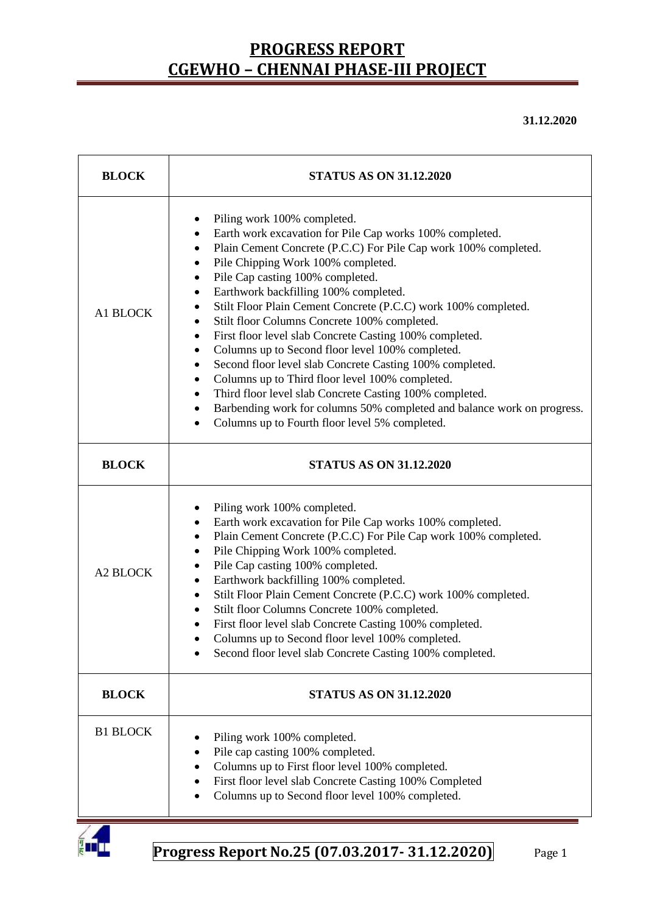# PROGRESS REPORT
# CGEWHO – CHENNAI PHASE-III PROJECT

**31.12.2020**

| BLOCK | STATUS AS ON 31.12.2020 |
|---|---|
| A1 BLOCK | • Piling work 100% completed.<br>• Earth work excavation for Pile Cap works 100% completed.<br>• Plain Cement Concrete (P.C.C) For Pile Cap work 100% completed.<br>• Pile Chipping Work 100% completed.<br>• Pile Cap casting 100% completed.<br>• Earthwork backfilling 100% completed.<br>• Stilt Floor Plain Cement Concrete (P.C.C) work 100% completed.<br>• Stilt floor Columns Concrete 100% completed.<br>• First floor level slab Concrete Casting 100% completed.<br>• Columns up to Second floor level 100% completed.<br>• Second floor level slab Concrete Casting 100% completed.<br>• Columns up to Third floor level 100% completed.<br>• Third floor level slab Concrete Casting 100% completed.<br>• Barbending work for columns 50% completed and balance work on progress.<br>• Columns up to Fourth floor level 5% completed. |
| **BLOCK** | **STATUS AS ON 31.12.2020** |
| A2 BLOCK | • Piling work 100% completed.<br>• Earth work excavation for Pile Cap works 100% completed.<br>• Plain Cement Concrete (P.C.C) For Pile Cap work 100% completed.<br>• Pile Chipping Work 100% completed.<br>• Pile Cap casting 100% completed.<br>• Earthwork backfilling 100% completed.<br>• Stilt Floor Plain Cement Concrete (P.C.C) work 100% completed.<br>• Stilt floor Columns Concrete 100% completed.<br>• First floor level slab Concrete Casting 100% completed.<br>• Columns up to Second floor level 100% completed.<br>• Second floor level slab Concrete Casting 100% completed. |
| **BLOCK** | **STATUS AS ON 31.12.2020** |
| B1 BLOCK | • Piling work 100% completed.<br>• Pile cap casting 100% completed.<br>• Columns up to First floor level 100% completed.<br>• First floor level slab Concrete Casting 100% Completed<br>• Columns up to Second floor level 100% completed. |

**Progress Report No.25 (07.03.2017- 31.12.2020)**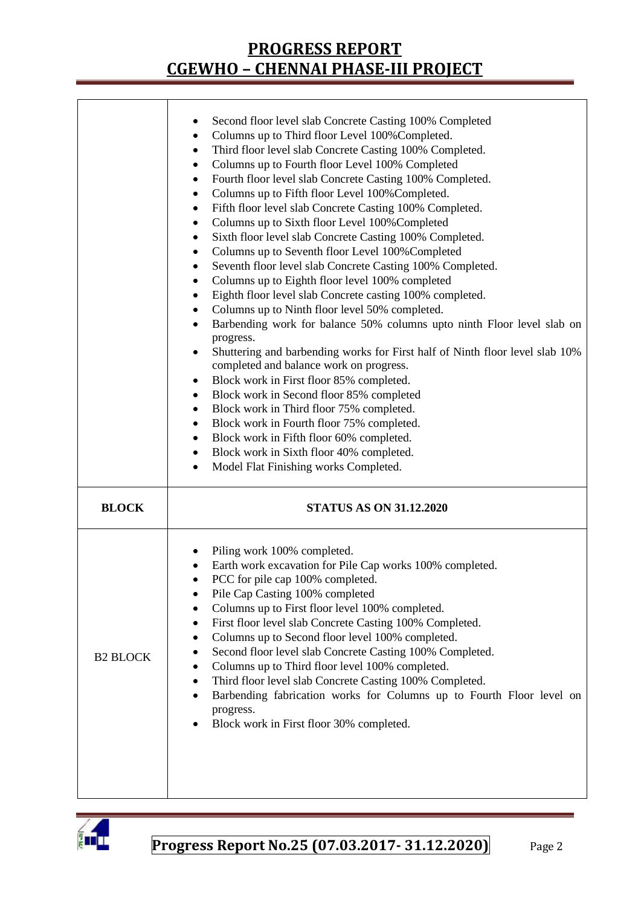| | |
|---|---|
| | • Second floor level slab Concrete Casting 100% Completed<br>• Columns up to Third floor Level 100%Completed.<br>• Third floor level slab Concrete Casting 100% Completed.<br>• Columns up to Fourth floor Level 100% Completed<br>• Fourth floor level slab Concrete Casting 100% Completed.<br>• Columns up to Fifth floor Level 100%Completed.<br>• Fifth floor level slab Concrete Casting 100% Completed.<br>• Columns up to Sixth floor Level 100%Completed<br>• Sixth floor level slab Concrete Casting 100% Completed.<br>• Columns up to Seventh floor Level 100%Completed<br>• Seventh floor level slab Concrete Casting 100% Completed.<br>• Columns up to Eighth floor level 100% completed<br>• Eighth floor level slab Concrete casting 100% completed.<br>• Columns up to Ninth floor level 50% completed.<br>• Barbending work for balance 50% columns upto ninth Floor level slab on progress.<br>• Shuttering and barbending works for First half of Ninth floor level slab 10% completed and balance work on progress.<br>• Block work in First floor 85% completed.<br>• Block work in Second floor 85% completed<br>• Block work in Third floor 75% completed.<br>• Block work in Fourth floor 75% completed.<br>• Block work in Fifth floor 60% completed.<br>• Block work in Sixth floor 40% completed.<br>• Model Flat Finishing works Completed. |
| **BLOCK** | **STATUS AS ON 31.12.2020** |
| B2 BLOCK | • Piling work 100% completed.<br>• Earth work excavation for Pile Cap works 100% completed.<br>• PCC for pile cap 100% completed.<br>• Pile Cap Casting 100% completed<br>• Columns up to First floor level 100% completed.<br>• First floor level slab Concrete Casting 100% Completed.<br>• Columns up to Second floor level 100% completed.<br>• Second floor level slab Concrete Casting 100% Completed.<br>• Columns up to Third floor level 100% completed.<br>• Third floor level slab Concrete Casting 100% Completed.<br>• Barbending fabrication works for Columns up to Fourth Floor level on progress.<br>• Block work in First floor 30% completed. |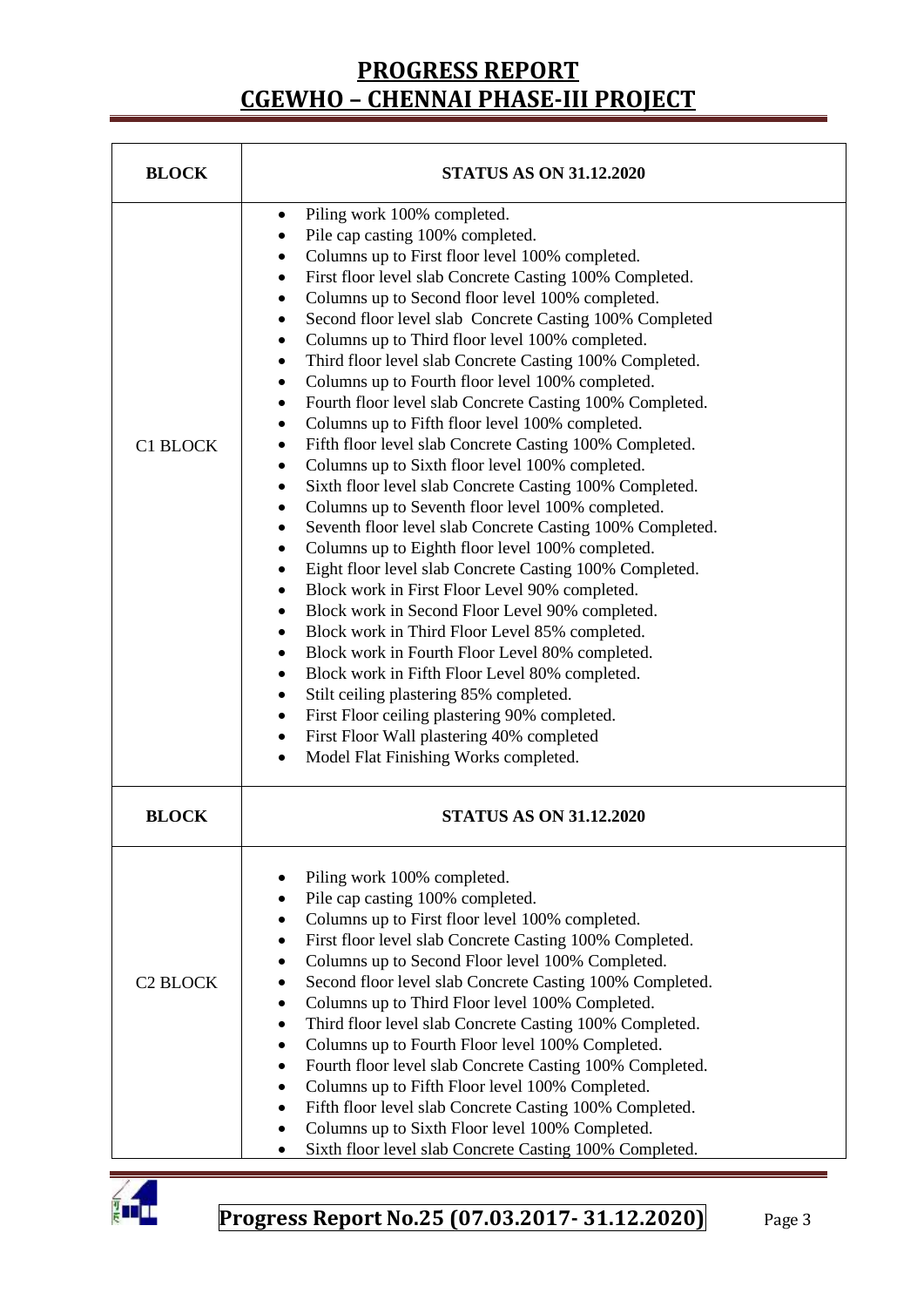# PROGRESS REPORT
# CGEWHO – CHENNAI PHASE-III PROJECT

| BLOCK | STATUS AS ON 31.12.2020 |
|---|---|
| C1 BLOCK | • Piling work 100% completed.<br>• Pile cap casting 100% completed.<br>• Columns up to First floor level 100% completed.<br>• First floor level slab Concrete Casting 100% Completed.<br>• Columns up to Second floor level 100% completed.<br>• Second floor level slab Concrete Casting 100% Completed<br>• Columns up to Third floor level 100% completed.<br>• Third floor level slab Concrete Casting 100% Completed.<br>• Columns up to Fourth floor level 100% completed.<br>• Fourth floor level slab Concrete Casting 100% Completed.<br>• Columns up to Fifth floor level 100% completed.<br>• Fifth floor level slab Concrete Casting 100% Completed.<br>• Columns up to Sixth floor level 100% completed.<br>• Sixth floor level slab Concrete Casting 100% Completed.<br>• Columns up to Seventh floor level 100% completed.<br>• Seventh floor level slab Concrete Casting 100% Completed.<br>• Columns up to Eighth floor level 100% completed.<br>• Eight floor level slab Concrete Casting 100% Completed.<br>• Block work in First Floor Level 90% completed.<br>• Block work in Second Floor Level 90% completed.<br>• Block work in Third Floor Level 85% completed.<br>• Block work in Fourth Floor Level 80% completed.<br>• Block work in Fifth Floor Level 80% completed.<br>• Stilt ceiling plastering 85% completed.<br>• First Floor ceiling plastering 90% completed.<br>• First Floor Wall plastering 40% completed<br>• Model Flat Finishing Works completed. |

| BLOCK | STATUS AS ON 31.12.2020 |
|---|---|
| C2 BLOCK | • Piling work 100% completed.<br>• Pile cap casting 100% completed.<br>• Columns up to First floor level 100% completed.<br>• First floor level slab Concrete Casting 100% Completed.<br>• Columns up to Second Floor level 100% Completed.<br>• Second floor level slab Concrete Casting 100% Completed.<br>• Columns up to Third Floor level 100% Completed.<br>• Third floor level slab Concrete Casting 100% Completed.<br>• Columns up to Fourth Floor level 100% Completed.<br>• Fourth floor level slab Concrete Casting 100% Completed.<br>• Columns up to Fifth Floor level 100% Completed.<br>• Fifth floor level slab Concrete Casting 100% Completed.<br>• Columns up to Sixth Floor level 100% Completed.<br>• Sixth floor level slab Concrete Casting 100% Completed. |

**Progress Report No.25 (07.03.2017- 31.12.2020)**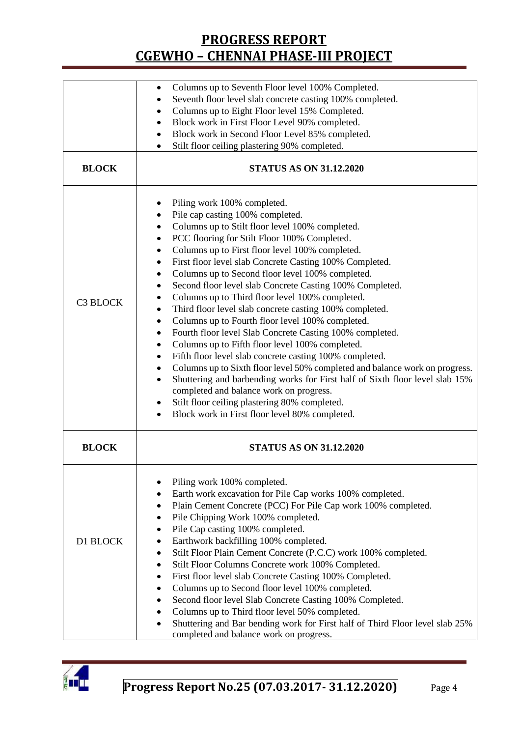| | |
|---|---|
| | • Columns up to Seventh Floor level 100% Completed.<br>• Seventh floor level slab concrete casting 100% completed.<br>• Columns up to Eight Floor level 15% Completed.<br>• Block work in First Floor Level 90% completed.<br>• Block work in Second Floor Level 85% completed.<br>• Stilt floor ceiling plastering 90% completed. |
| **BLOCK** | **STATUS AS ON 31.12.2020** |
| C3 BLOCK | • Piling work 100% completed.<br>• Pile cap casting 100% completed.<br>• Columns up to Stilt floor level 100% completed.<br>• PCC flooring for Stilt Floor 100% Completed.<br>• Columns up to First floor level 100% completed.<br>• First floor level slab Concrete Casting 100% Completed.<br>• Columns up to Second floor level 100% completed.<br>• Second floor level slab Concrete Casting 100% Completed.<br>• Columns up to Third floor level 100% completed.<br>• Third floor level slab concrete casting 100% completed.<br>• Columns up to Fourth floor level 100% completed.<br>• Fourth floor level Slab Concrete Casting 100% completed.<br>• Columns up to Fifth floor level 100% completed.<br>• Fifth floor level slab concrete casting 100% completed.<br>• Columns up to Sixth floor level 50% completed and balance work on progress.<br>• Shuttering and barbending works for First half of Sixth floor level slab 15% completed and balance work on progress.<br>• Stilt floor ceiling plastering 80% completed.<br>• Block work in First floor level 80% completed. |
| **BLOCK** | **STATUS AS ON 31.12.2020** |
| D1 BLOCK | • Piling work 100% completed.<br>• Earth work excavation for Pile Cap works 100% completed.<br>• Plain Cement Concrete (PCC) For Pile Cap work 100% completed.<br>• Pile Chipping Work 100% completed.<br>• Pile Cap casting 100% completed.<br>• Earthwork backfilling 100% completed.<br>• Stilt Floor Plain Cement Concrete (P.C.C) work 100% completed.<br>• Stilt Floor Columns Concrete work 100% Completed.<br>• First floor level slab Concrete Casting 100% Completed.<br>• Columns up to Second floor level 100% completed.<br>• Second floor level Slab Concrete Casting 100% Completed.<br>• Columns up to Third floor level 50% completed.<br>• Shuttering and Bar bending work for First half of Third Floor level slab 25% completed and balance work on progress. |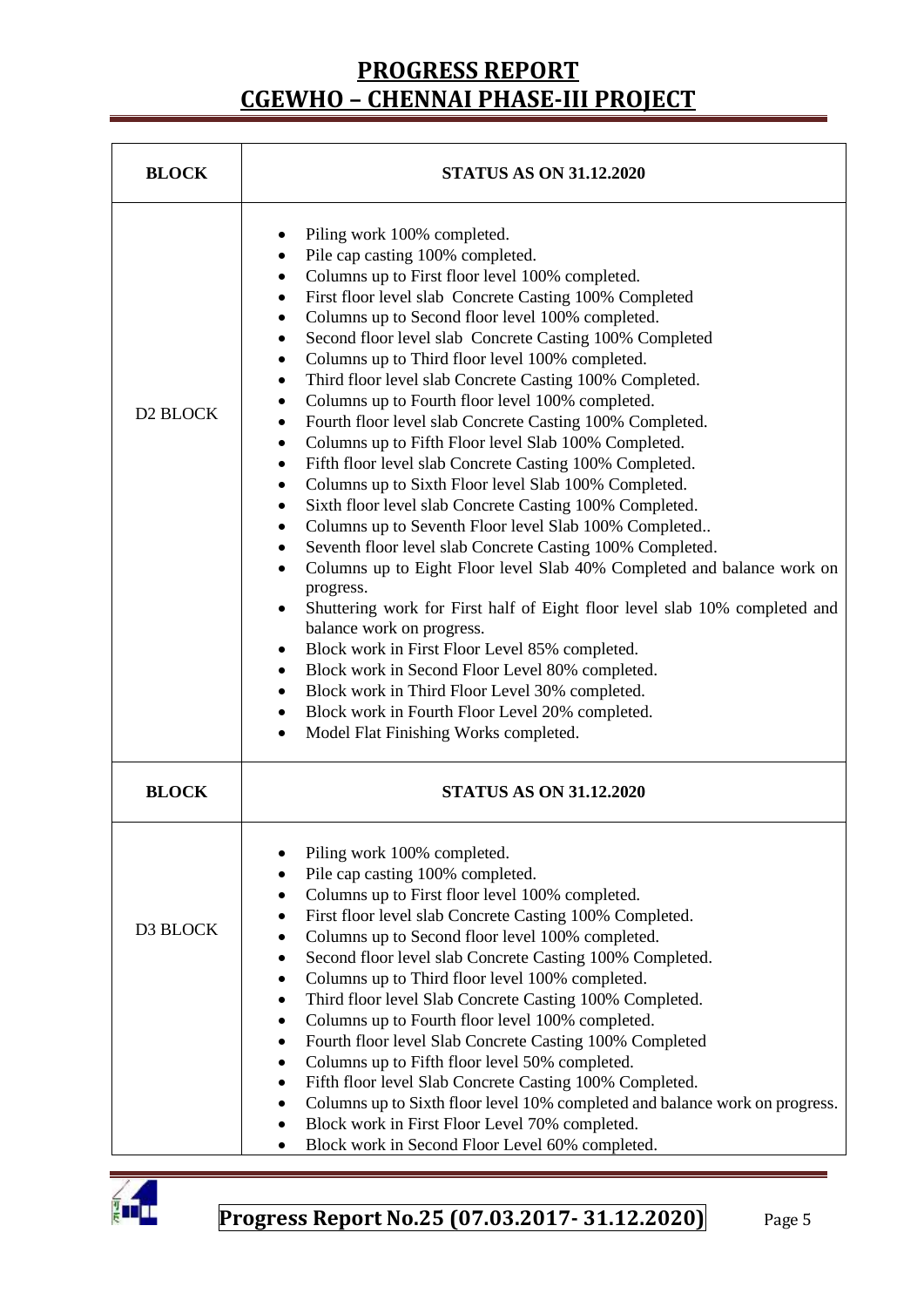| BLOCK | STATUS AS ON 31.12.2020 |
|---|---|
| D2 BLOCK | • Piling work 100% completed.<br>• Pile cap casting 100% completed.<br>• Columns up to First floor level 100% completed.<br>• First floor level slab Concrete Casting 100% Completed<br>• Columns up to Second floor level 100% completed.<br>• Second floor level slab Concrete Casting 100% Completed<br>• Columns up to Third floor level 100% completed.<br>• Third floor level slab Concrete Casting 100% Completed.<br>• Columns up to Fourth floor level 100% completed.<br>• Fourth floor level slab Concrete Casting 100% Completed.<br>• Columns up to Fifth Floor level Slab 100% Completed.<br>• Fifth floor level slab Concrete Casting 100% Completed.<br>• Columns up to Sixth Floor level Slab 100% Completed.<br>• Sixth floor level slab Concrete Casting 100% Completed.<br>• Columns up to Seventh Floor level Slab 100% Completed..<br>• Seventh floor level slab Concrete Casting 100% Completed.<br>• Columns up to Eight Floor level Slab 40% Completed and balance work on progress.<br>• Shuttering work for First half of Eight floor level slab 10% completed and balance work on progress.<br>• Block work in First Floor Level 85% completed.<br>• Block work in Second Floor Level 80% completed.<br>• Block work in Third Floor Level 30% completed.<br>• Block work in Fourth Floor Level 20% completed.<br>• Model Flat Finishing Works completed. |
| **BLOCK** | **STATUS AS ON 31.12.2020** |
| D3 BLOCK | • Piling work 100% completed.<br>• Pile cap casting 100% completed.<br>• Columns up to First floor level 100% completed.<br>• First floor level slab Concrete Casting 100% Completed.<br>• Columns up to Second floor level 100% completed.<br>• Second floor level slab Concrete Casting 100% Completed.<br>• Columns up to Third floor level 100% completed.<br>• Third floor level Slab Concrete Casting 100% Completed.<br>• Columns up to Fourth floor level 100% completed.<br>• Fourth floor level Slab Concrete Casting 100% Completed<br>• Columns up to Fifth floor level 50% completed.<br>• Fifth floor level Slab Concrete Casting 100% Completed.<br>• Columns up to Sixth floor level 10% completed and balance work on progress.<br>• Block work in First Floor Level 70% completed.<br>• Block work in Second Floor Level 60% completed. |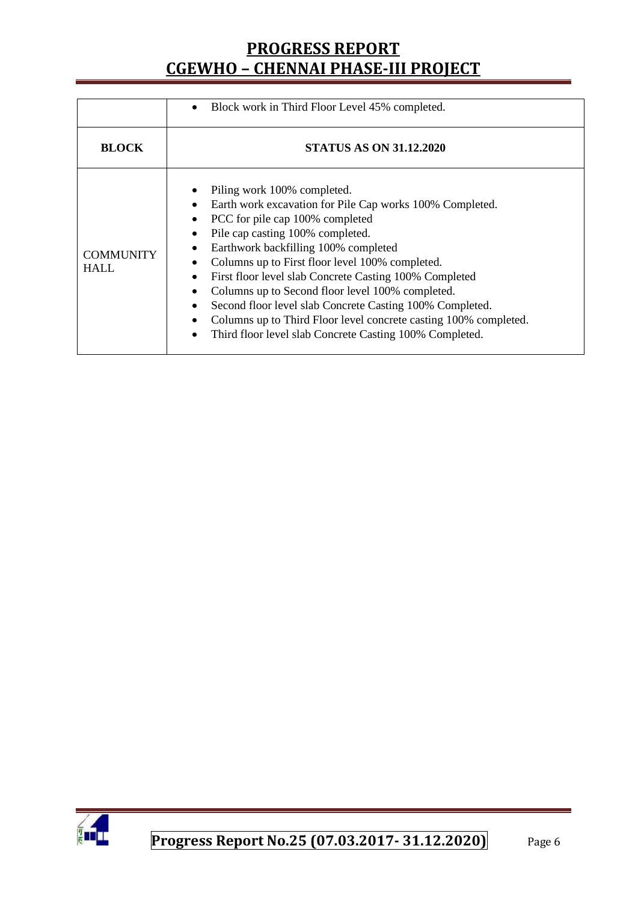|  | • Block work in Third Floor Level 45% completed. |
|---|---|
| **BLOCK** | **STATUS AS ON 31.12.2020** |
| COMMUNITY HALL | • Piling work 100% completed.<br>• Earth work excavation for Pile Cap works 100% Completed.<br>• PCC for pile cap 100% completed<br>• Pile cap casting 100% completed.<br>• Earthwork backfilling 100% completed<br>• Columns up to First floor level 100% completed.<br>• First floor level slab Concrete Casting 100% Completed<br>• Columns up to Second floor level 100% completed.<br>• Second floor level slab Concrete Casting 100% Completed.<br>• Columns up to Third Floor level concrete casting 100% completed.<br>• Third floor level slab Concrete Casting 100% Completed. |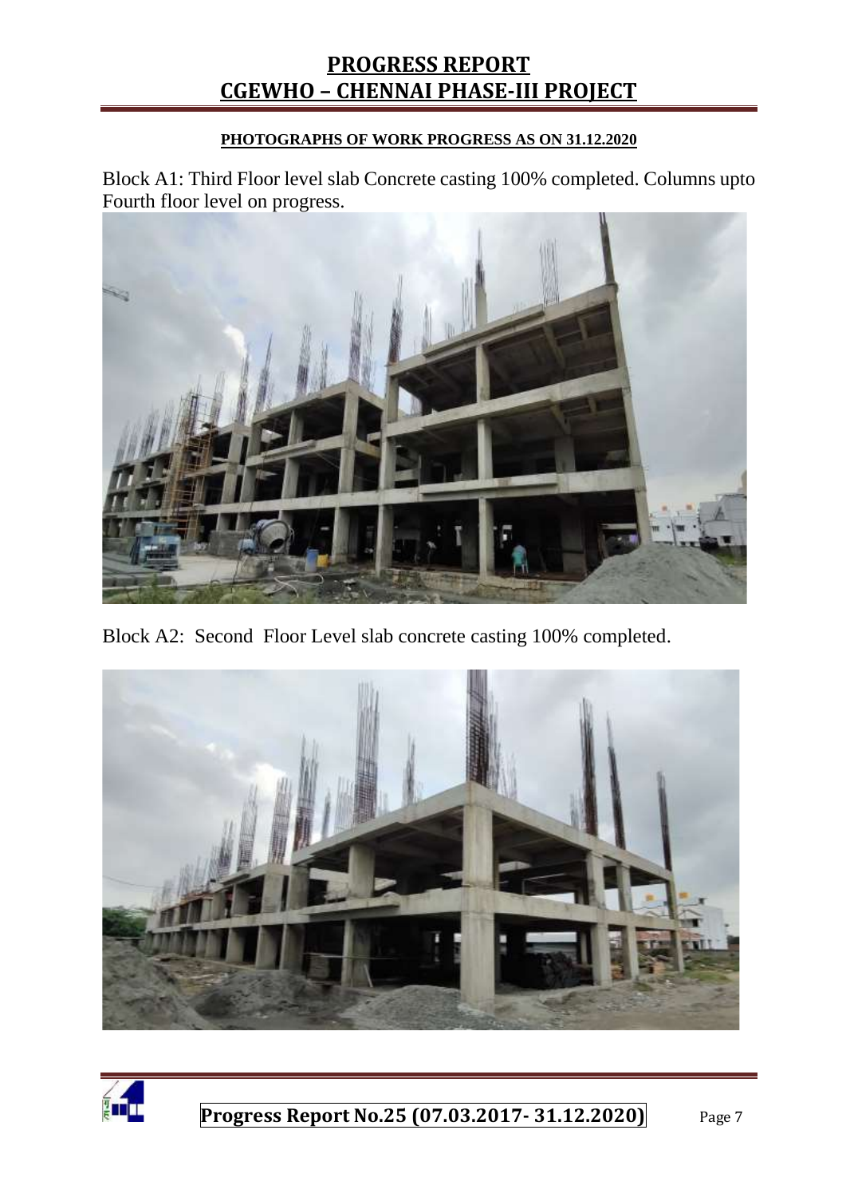**PHOTOGRAPHS OF WORK PROGRESS AS ON 31.12.2020**

Block A1: Third Floor level slab Concrete casting 100% completed. Columns upto Fourth floor level on progress.

Block A2: Second Floor Level slab concrete casting 100% completed.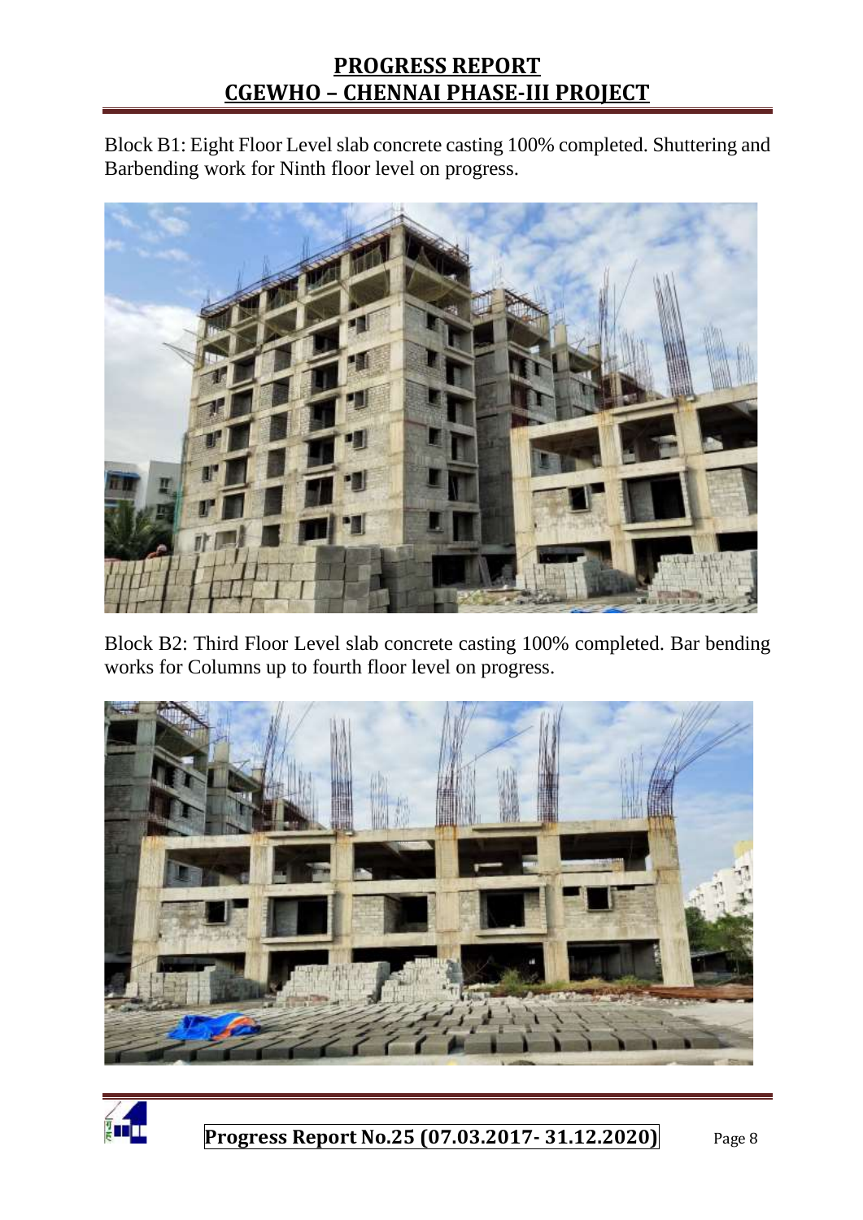Block B1: Eight Floor Level slab concrete casting 100% completed. Shuttering and Barbending work for Ninth floor level on progress.

Block B2: Third Floor Level slab concrete casting 100% completed. Bar bending works for Columns up to fourth floor level on progress.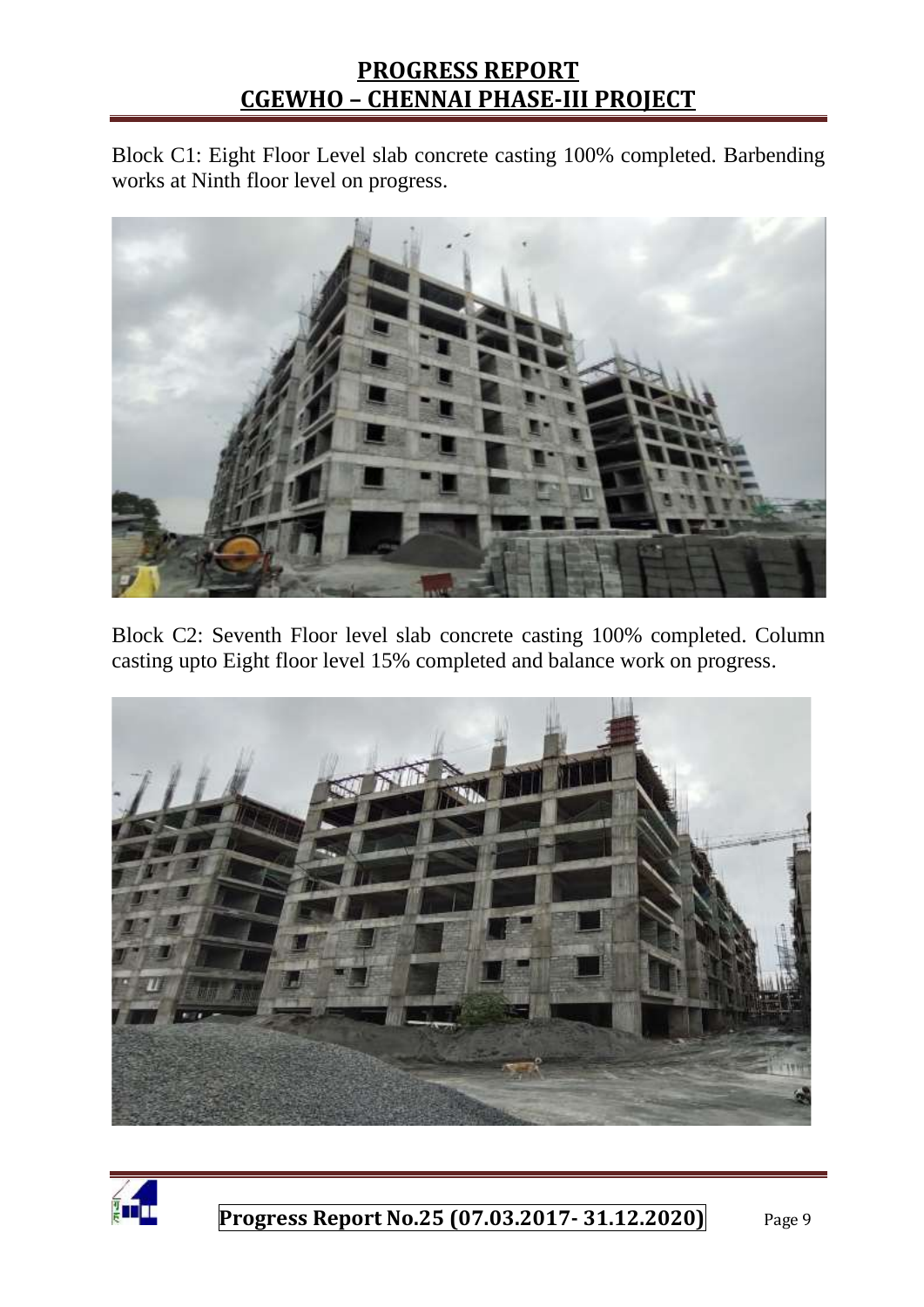Block C1: Eight Floor Level slab concrete casting 100% completed. Barbending works at Ninth floor level on progress.

Block C2: Seventh Floor level slab concrete casting 100% completed. Column casting upto Eight floor level 15% completed and balance work on progress.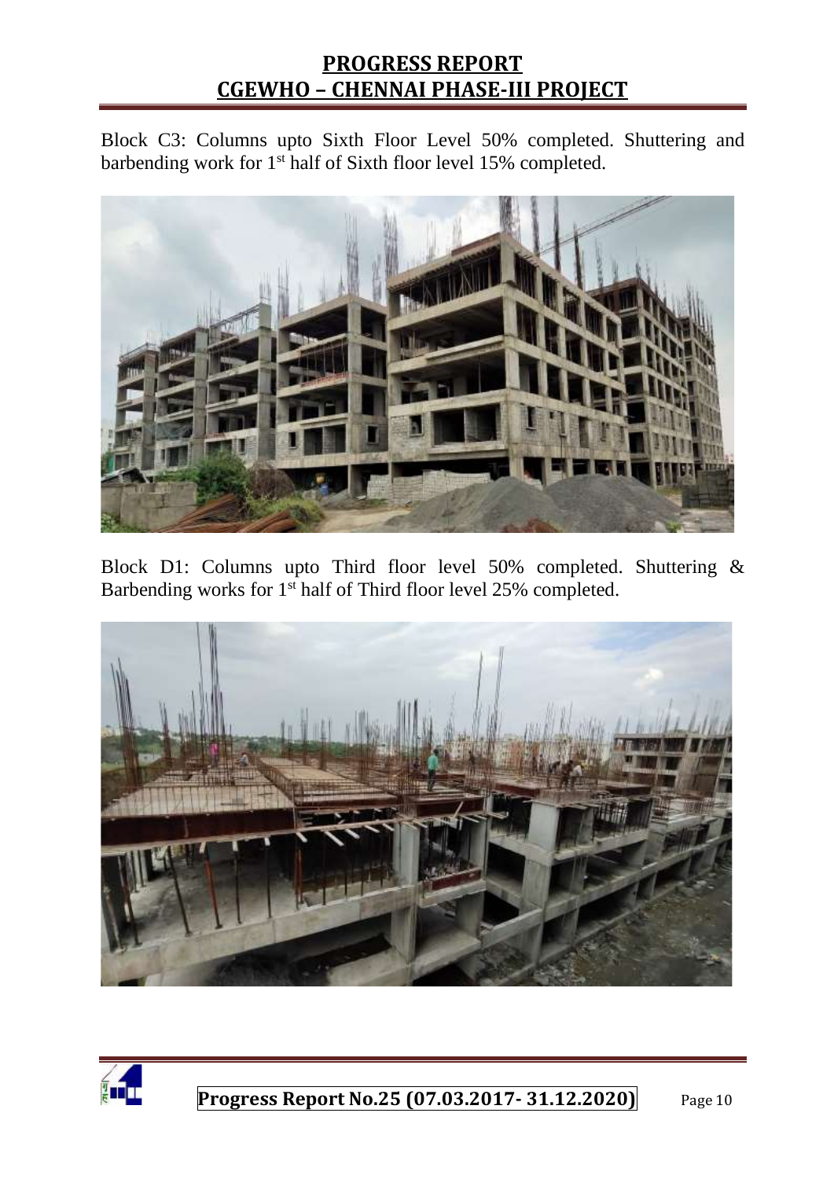Block C3: Columns upto Sixth Floor Level 50% completed. Shuttering and barbending work for 1st half of Sixth floor level 15% completed.

Block D1: Columns upto Third floor level 50% completed. Shuttering & Barbending works for 1st half of Third floor level 25% completed.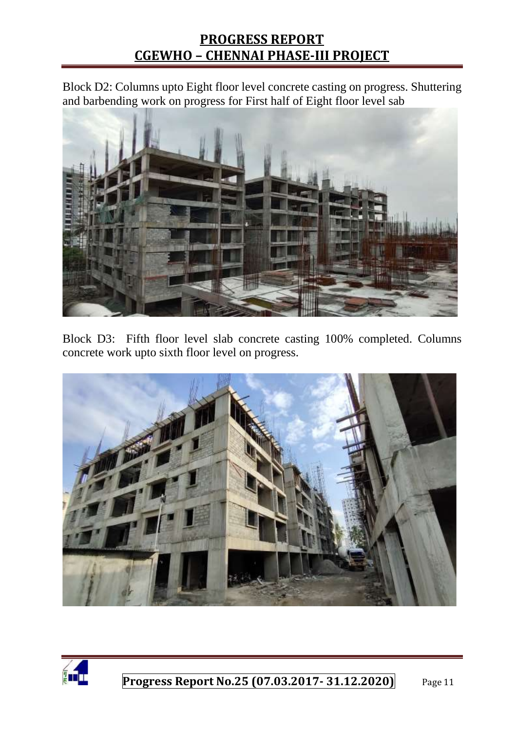Block D2: Columns upto Eight floor level concrete casting on progress. Shuttering and barbending work on progress for First half of Eight floor level sab

Block D3: Fifth floor level slab concrete casting 100% completed. Columns concrete work upto sixth floor level on progress.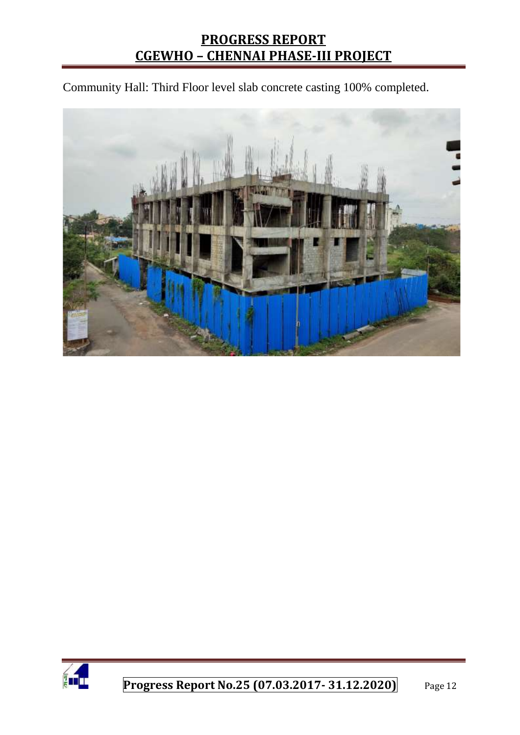Community Hall: Third Floor level slab concrete casting 100% completed.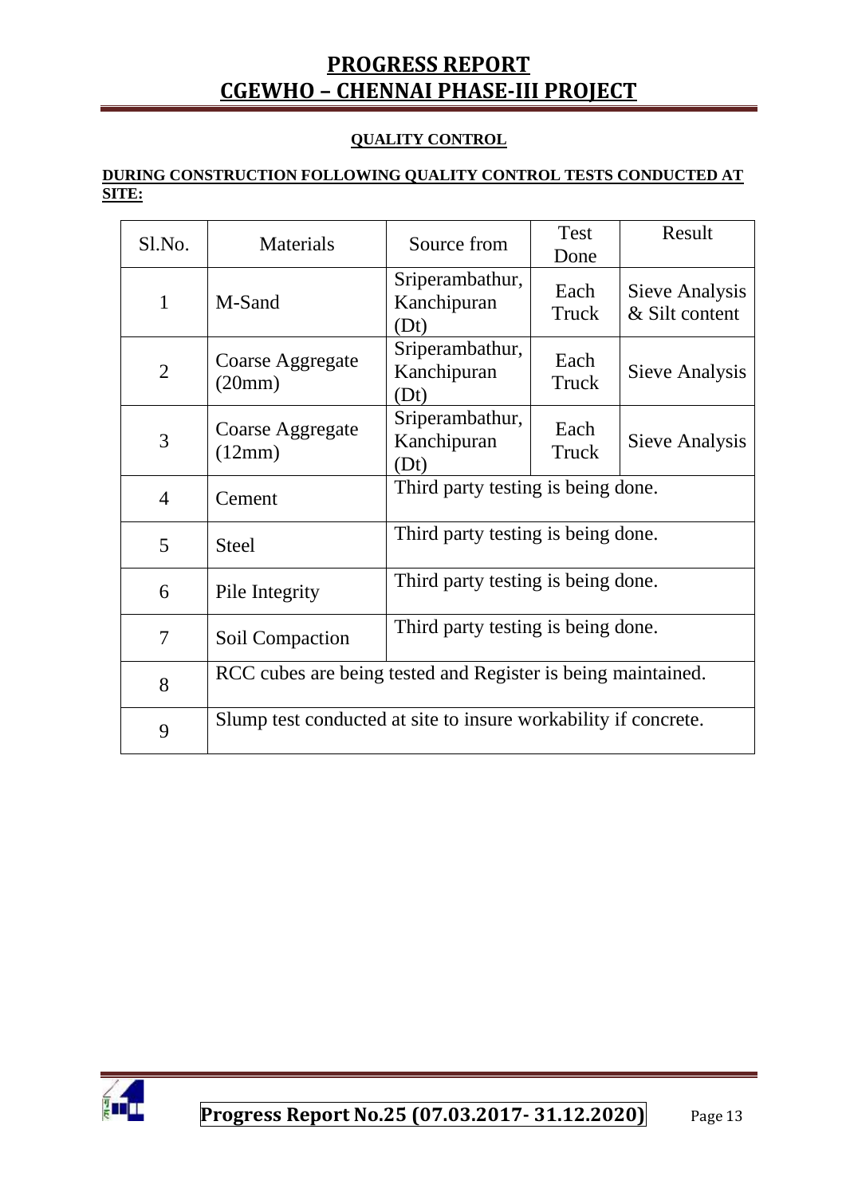## QUALITY CONTROL

**DURING CONSTRUCTION FOLLOWING QUALITY CONTROL TESTS CONDUCTED AT SITE:**

| Sl.No. | Materials | Source from | Test Done | Result |
|---|---|---|---|---|
| 1 | M-Sand | Sriperambathur, Kanchipuran (Dt) | Each Truck | Sieve Analysis & Silt content |
| 2 | Coarse Aggregate (20mm) | Sriperambathur, Kanchipuran (Dt) | Each Truck | Sieve Analysis |
| 3 | Coarse Aggregate (12mm) | Sriperambathur, Kanchipuran (Dt) | Each Truck | Sieve Analysis |
| 4 | Cement | Third party testing is being done. | | |
| 5 | Steel | Third party testing is being done. | | |
| 6 | Pile Integrity | Third party testing is being done. | | |
| 7 | Soil Compaction | Third party testing is being done. | | |
| 8 | RCC cubes are being tested and Register is being maintained. | | | |
| 9 | Slump test conducted at site to insure workability if concrete. | | | |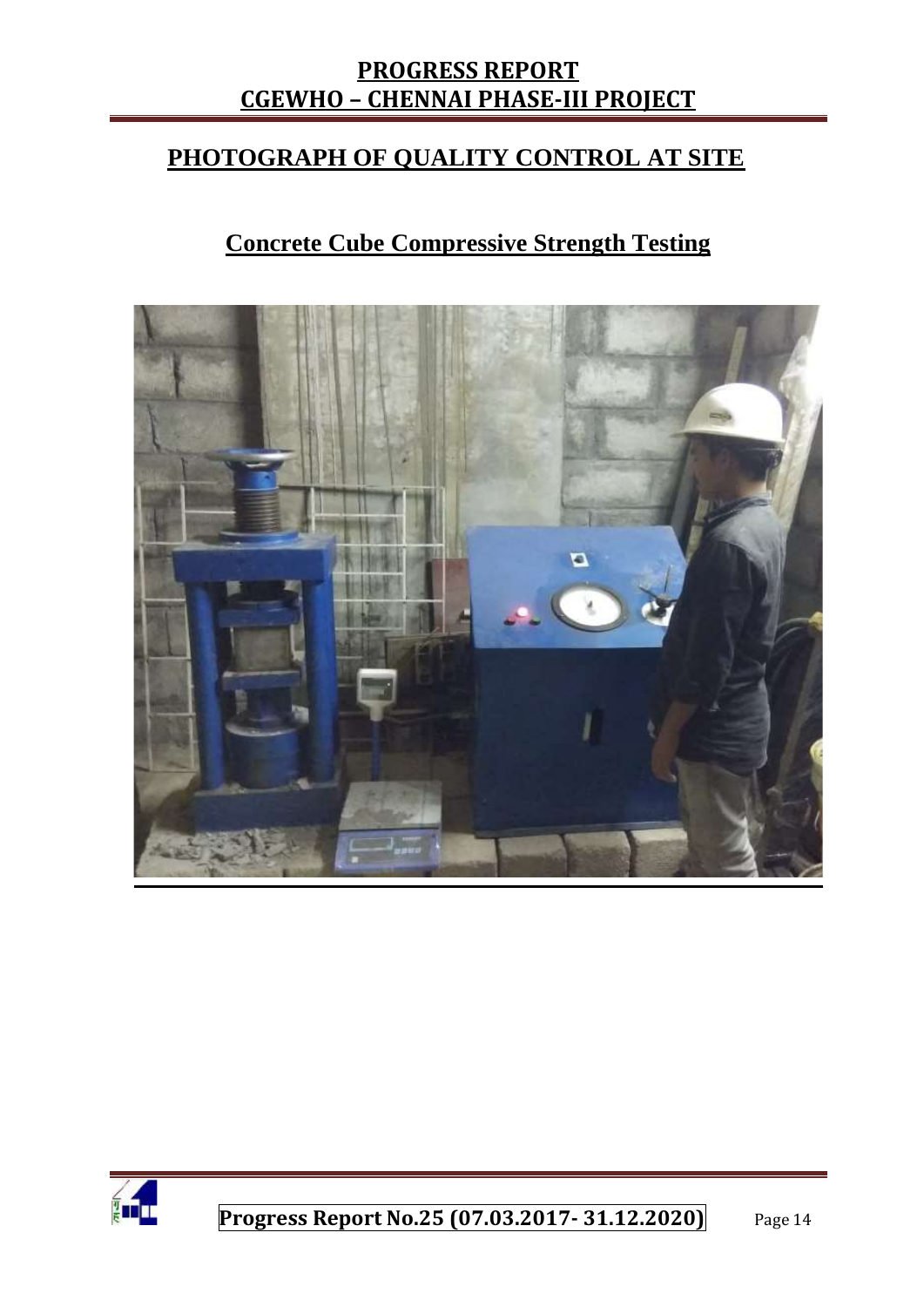# PHOTOGRAPH OF QUALITY CONTROL AT SITE

## Concrete Cube Compressive Strength Testing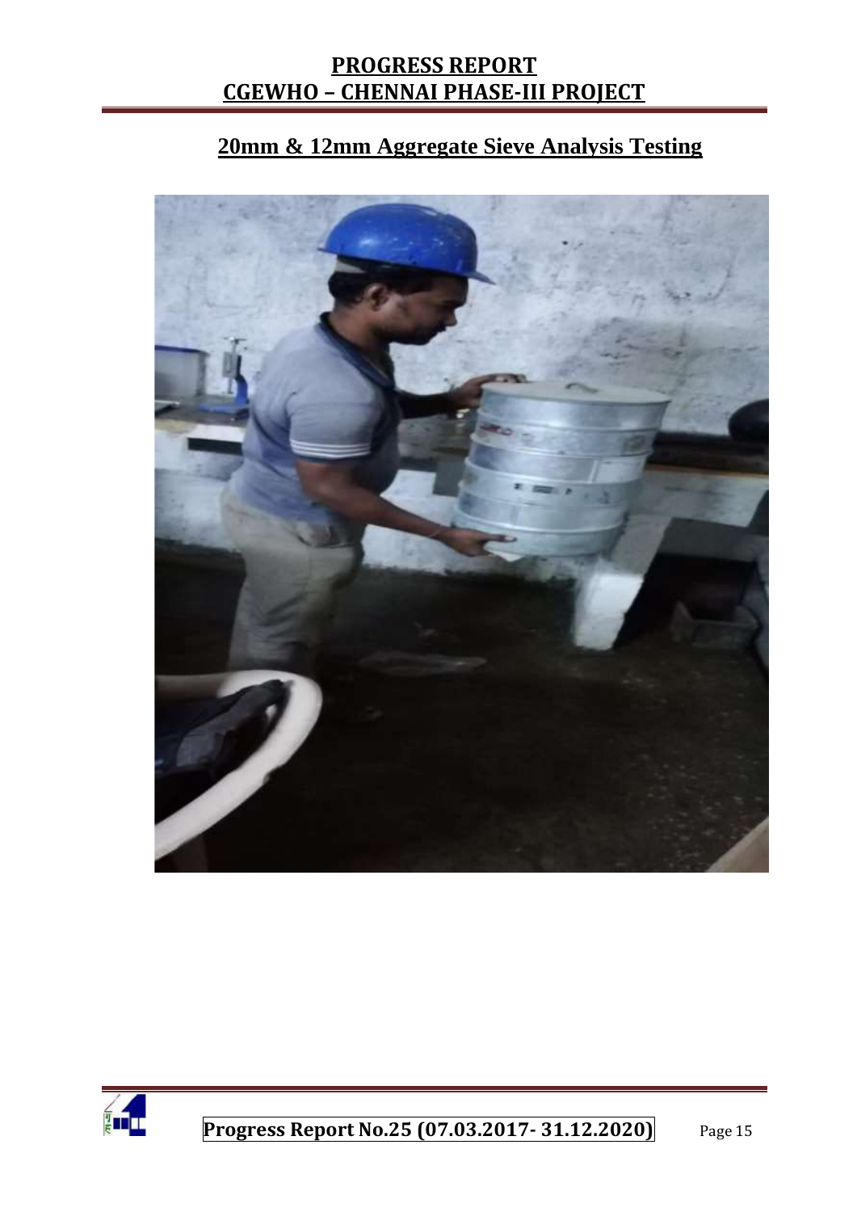## 20mm & 12mm Aggregate Sieve Analysis Testing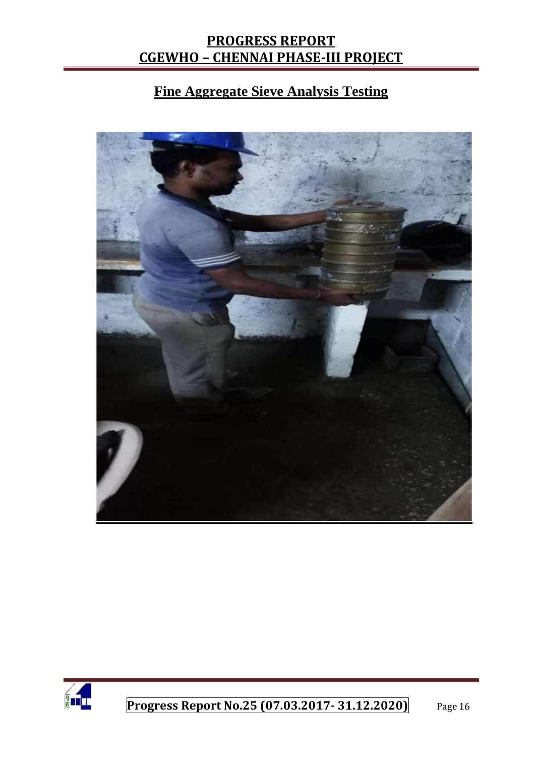## Fine Aggregate Sieve Analysis Testing